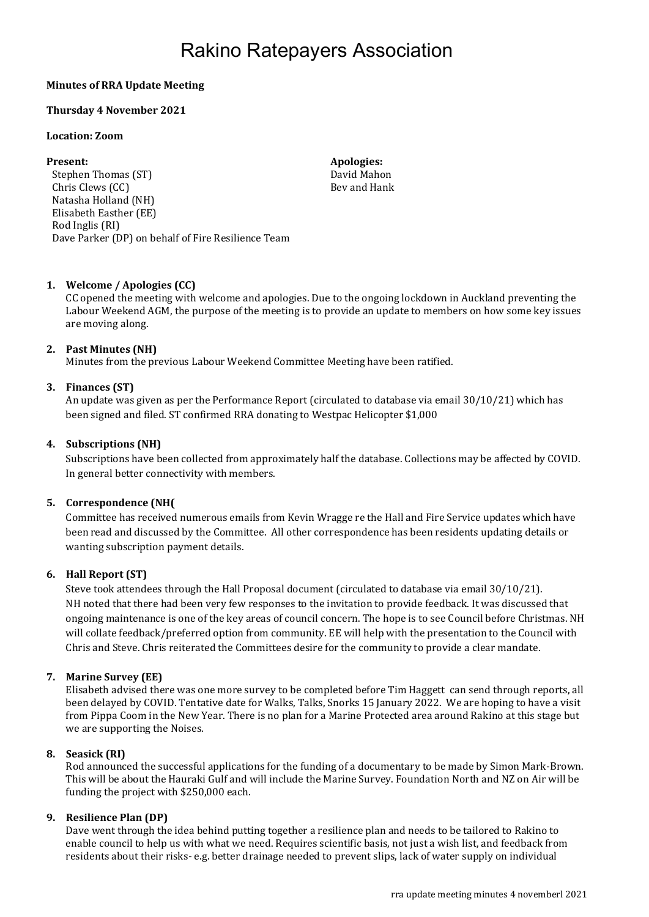# Rakino Ratepayers Association

**Minutes of RRA Update Meeting**

**Thursday 4 November 2021**

**Location: Zoom**

**Present:**
Stephen Thomas (ST)
Chris Clews (CC)
Natasha Holland (NH)
Elisabeth Easther (EE)
Rod Inglis (RI)
Dave Parker (DP) on behalf of Fire Resilience Team

**Apologies:**
David Mahon
Bev and Hank

1. **Welcome / Apologies (CC)**
   CC opened the meeting with welcome and apologies. Due to the ongoing lockdown in Auckland preventing the Labour Weekend AGM, the purpose of the meeting is to provide an update to members on how some key issues are moving along.

2. **Past Minutes (NH)**
   Minutes from the previous Labour Weekend Committee Meeting have been ratified.

3. **Finances (ST)**
   An update was given as per the Performance Report (circulated to database via email 30/10/21) which has been signed and filed. ST confirmed RRA donating to Westpac Helicopter $1,000

4. **Subscriptions (NH)**
   Subscriptions have been collected from approximately half the database. Collections may be affected by COVID. In general better connectivity with members.

5. **Correspondence (NH(**
   Committee has received numerous emails from Kevin Wragge re the Hall and Fire Service updates which have been read and discussed by the Committee. All other correspondence has been residents updating details or wanting subscription payment details.

6. **Hall Report (ST)**
   Steve took attendees through the Hall Proposal document (circulated to database via email 30/10/21). NH noted that there had been very few responses to the invitation to provide feedback. It was discussed that ongoing maintenance is one of the key areas of council concern. The hope is to see Council before Christmas. NH will collate feedback/preferred option from community. EE will help with the presentation to the Council with Chris and Steve. Chris reiterated the Committees desire for the community to provide a clear mandate.

7. **Marine Survey (EE)**
   Elisabeth advised there was one more survey to be completed before Tim Haggett can send through reports, all been delayed by COVID. Tentative date for Walks, Talks, Snorks 15 January 2022. We are hoping to have a visit from Pippa Coom in the New Year. There is no plan for a Marine Protected area around Rakino at this stage but we are supporting the Noises.

8. **Seasick (RI)**
   Rod announced the successful applications for the funding of a documentary to be made by Simon Mark-Brown. This will be about the Hauraki Gulf and will include the Marine Survey. Foundation North and NZ on Air will be funding the project with $250,000 each.

9. **Resilience Plan (DP)**
   Dave went through the idea behind putting together a resilience plan and needs to be tailored to Rakino to enable council to help us with what we need. Requires scientific basis, not just a wish list, and feedback from residents about their risks- e.g. better drainage needed to prevent slips, lack of water supply on individual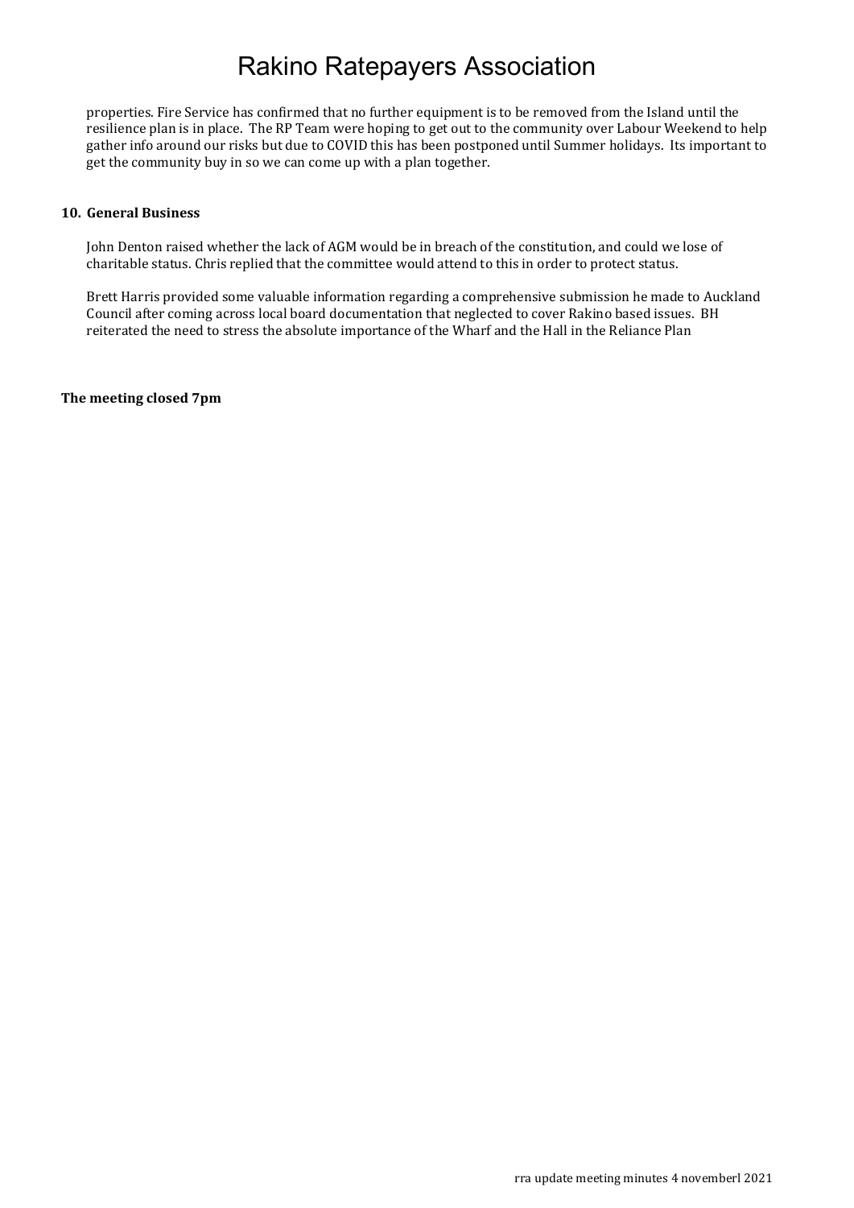properties. Fire Service has confirmed that no further equipment is to be removed from the Island until the resilience plan is in place. The RP Team were hoping to get out to the community over Labour Weekend to help gather info around our risks but due to COVID this has been postponed until Summer holidays. Its important to get the community buy in so we can come up with a plan together.

**10. General Business**

John Denton raised whether the lack of AGM would be in breach of the constitution, and could we lose of charitable status. Chris replied that the committee would attend to this in order to protect status.

Brett Harris provided some valuable information regarding a comprehensive submission he made to Auckland Council after coming across local board documentation that neglected to cover Rakino based issues. BH reiterated the need to stress the absolute importance of the Wharf and the Hall in the Reliance Plan

**The meeting closed 7pm**